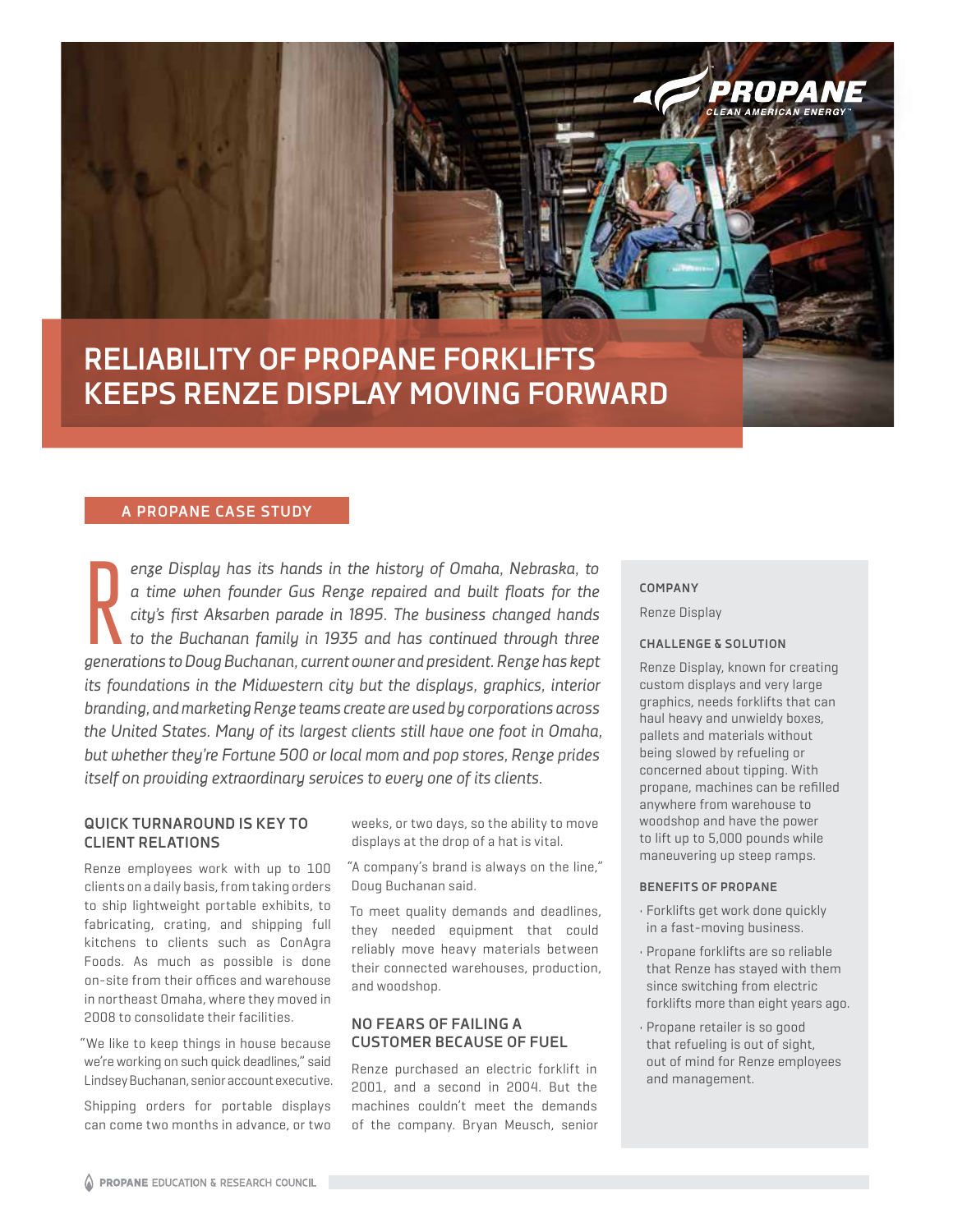# RELIABILITY OF PROPANE FORKLIFTS KEEPS RENZE DISPLAY MOVING FORWARD

**A PROPANE CASE STUDY**

*Renze Display has its hands in the history of Omaha, Nebraska, to a time when founder Gus Renze repaired and built floats for the city's first Aksarben parade in 1895. The business changed hands to the Buchanan family in 1935 and has continued through three generations to Doug Buchanan, current owner and president. Renze has kept its foundations in the Midwestern city but the displays, graphics, interior branding, and marketing Renze teams create are used by corporations across the United States. Many of its largest clients still have one foot in Omaha, but whether they're Fortune 500 or local mom and pop stores, Renze prides itself on providing extraordinary services to every one of its clients.*

## QUICK TURNAROUND IS KEY TO CLIENT RELATIONS

Renze employees work with up to 100 clients on a daily basis, from taking orders to ship lightweight portable exhibits, to fabricating, crating, and shipping full kitchens to clients such as ConAgra Foods. As much as possible is done on-site from their offices and warehouse in northeast Omaha, where they moved in 2008 to consolidate their facilities.

"We like to keep things in house because we're working on such quick deadlines," said Lindsey Buchanan, senior account executive.

Shipping orders for portable displays can come two months in advance, or two weeks, or two days, so the ability to move displays at the drop of a hat is vital.

"A company's brand is always on the line," Doug Buchanan said.

To meet quality demands and deadlines, they needed equipment that could reliably move heavy materials between their connected warehouses, production, and woodshop.

## NO FEARS OF FAILING A CUSTOMER BECAUSE OF FUEL

Renze purchased an electric forklift in 2001, and a second in 2004. But the machines couldn't meet the demands of the company. Bryan Meusch, senior

**COMPANY**

Renze Display

**CHALLENGE & SOLUTION**

Renze Display, known for creating custom displays and very large graphics, needs forklifts that can haul heavy and unwieldy boxes, pallets and materials without being slowed by refueling or concerned about tipping. With propane, machines can be refilled anywhere from warehouse to woodshop and have the power to lift up to 5,000 pounds while maneuvering up steep ramps.

**BENEFITS OF PROPANE**

- Forklifts get work done quickly in a fast-moving business.
- Propane forklifts are so reliable that Renze has stayed with them since switching from electric forklifts more than eight years ago.
- Propane retailer is so good that refueling is out of sight, out of mind for Renze employees and management.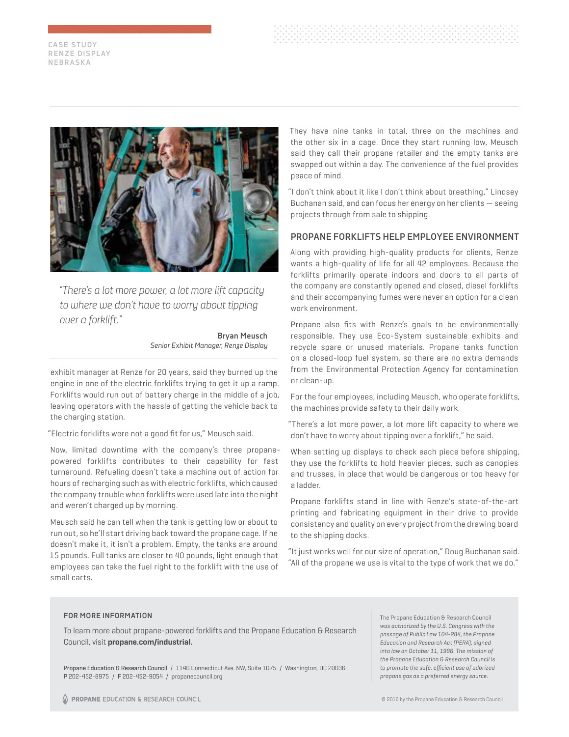CASE STUDY
RENZE DISPLAY
NEBRASKA

*"There's a lot more power, a lot more lift capacity to where we don't have to worry about tipping over a forklift."*

**Bryan Meusch**
*Senior Exhibit Manager, Renze Display*

exhibit manager at Renze for 20 years, said they burned up the engine in one of the electric forklifts trying to get it up a ramp. Forklifts would run out of battery charge in the middle of a job, leaving operators with the hassle of getting the vehicle back to the charging station.

"Electric forklifts were not a good fit for us," Meusch said.

Now, limited downtime with the company's three propane-powered forklifts contributes to their capability for fast turnaround. Refueling doesn't take a machine out of action for hours of recharging such as with electric forklifts, which caused the company trouble when forklifts were used late into the night and weren't charged up by morning.

Meusch said he can tell when the tank is getting low or about to run out, so he'll start driving back toward the propane cage. If he doesn't make it, it isn't a problem. Empty, the tanks are around 15 pounds. Full tanks are closer to 40 pounds, light enough that employees can take the fuel right to the forklift with the use of small carts.

They have nine tanks in total, three on the machines and the other six in a cage. Once they start running low, Meusch said they call their propane retailer and the empty tanks are swapped out within a day. The convenience of the fuel provides peace of mind.

"I don't think about it like I don't think about breathing," Lindsey Buchanan said, and can focus her energy on her clients — seeing projects through from sale to shipping.

## PROPANE FORKLIFTS HELP EMPLOYEE ENVIRONMENT

Along with providing high-quality products for clients, Renze wants a high-quality of life for all 42 employees. Because the forklifts primarily operate indoors and doors to all parts of the company are constantly opened and closed, diesel forklifts and their accompanying fumes were never an option for a clean work environment.

Propane also fits with Renze's goals to be environmentally responsible. They use Eco-System sustainable exhibits and recycle spare or unused materials. Propane tanks function on a closed-loop fuel system, so there are no extra demands from the Environmental Protection Agency for contamination or clean-up.

For the four employees, including Meusch, who operate forklifts, the machines provide safety to their daily work.

"There's a lot more power, a lot more lift capacity to where we don't have to worry about tipping over a forklift," he said.

When setting up displays to check each piece before shipping, they use the forklifts to hold heavier pieces, such as canopies and trusses, in place that would be dangerous or too heavy for a ladder.

Propane forklifts stand in line with Renze's state-of-the-art printing and fabricating equipment in their drive to provide consistency and quality on every project from the drawing board to the shipping docks.

"It just works well for our size of operation," Doug Buchanan said. "All of the propane we use is vital to the type of work that we do."

### FOR MORE INFORMATION

To learn more about propane-powered forklifts and the Propane Education & Research Council, visit **propane.com/industrial.**

Propane Education & Research Council / 1140 Connecticut Ave. NW, Suite 1075 / Washington, DC 20036
P 202-452-8975 / F 202-452-9054 / propanecouncil.org

The Propane Education & Research Council *was authorized by the U.S. Congress with the passage of Public Law 104-284, the Propane Education and Research Act (PERA), signed into law on October 11, 1996. The mission of the Propane Education & Research Council is to promote the safe, efficient use of odorized propane gas as a preferred energy source.*

PROPANE EDUCATION & RESEARCH COUNCIL

© 2016 by the Propane Education & Research Council